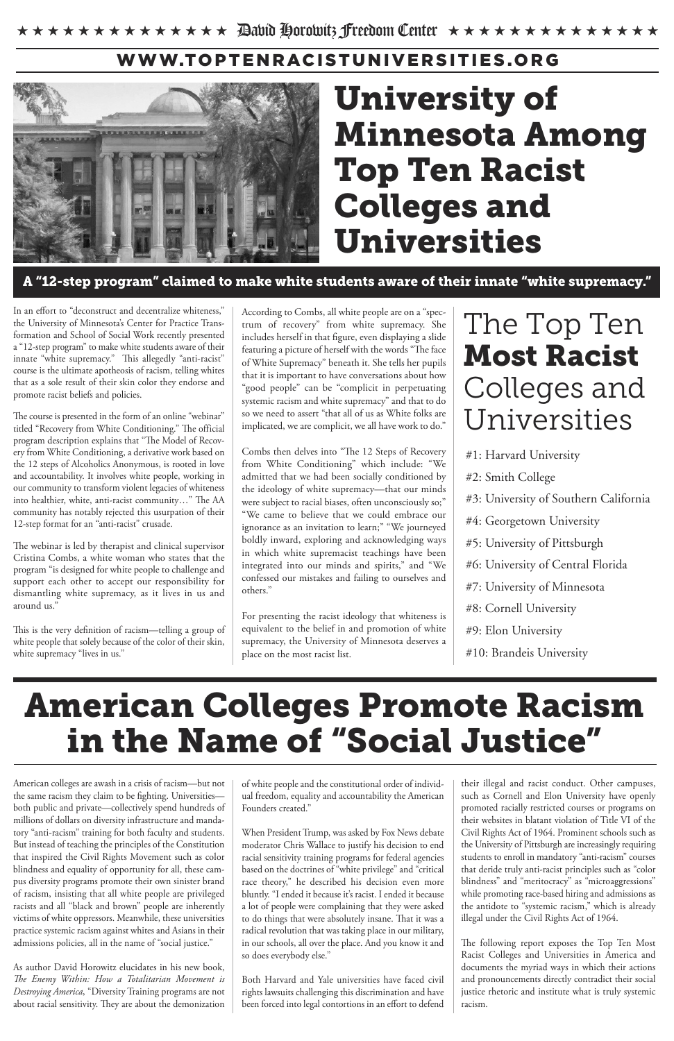★★★★★★★★★★★★★★★ David Horowitz Freedom Center ★★★★★★★★★★★★★★★

## WWW.TOPTENRACISTUNIVERSITIES.ORG

# University of Minnesota Among Top Ten Racist Colleges and Universities

**A "12-step program" claimed to make white students aware of their innate "white supremacy."**

In an effort to "deconstruct and decentralize whiteness," the University of Minnesota's Center for Practice Transformation and School of Social Work recently presented a "12-step program" to make white students aware of their innate "white supremacy." This allegedly "anti-racist" course is the ultimate apotheosis of racism, telling whites that as a sole result of their skin color they endorse and promote racist beliefs and policies.

The course is presented in the form of an online "webinar" titled "Recovery from White Conditioning." The official program description explains that "The Model of Recovery from White Conditioning, a derivative work based on the 12 steps of Alcoholics Anonymous, is rooted in love and accountability. It involves white people, working in our community to transform violent legacies of whiteness into healthier, white, anti-racist community…" The AA community has notably rejected this usurpation of their 12-step format for an "anti-racist" crusade.

The webinar is led by therapist and clinical supervisor Cristina Combs, a white woman who states that the program "is designed for white people to challenge and support each other to accept our responsibility for dismantling white supremacy, as it lives in us and around us."

This is the very definition of racism—telling a group of white people that solely because of the color of their skin, white supremacy "lives in us."

According to Combs, all white people are on a "spectrum of recovery" from white supremacy. She includes herself in that figure, even displaying a slide featuring a picture of herself with the words "The face of White Supremacy" beneath it. She tells her pupils that it is important to have conversations about how "good people" can be "complicit in perpetuating systemic racism and white supremacy" and that to do so we need to assert "that all of us as White folks are implicated, we are complicit, we all have work to do."

Combs then delves into "The 12 Steps of Recovery from White Conditioning" which include: "We admitted that we had been socially conditioned by the ideology of white supremacy—that our minds were subject to racial biases, often unconsciously so;" "We came to believe that we could embrace our ignorance as an invitation to learn;" "We journeyed boldly inward, exploring and acknowledging ways in which white supremacist teachings have been integrated into our minds and spirits," and "We confessed our mistakes and failing to ourselves and others."

For presenting the racist ideology that whiteness is equivalent to the belief in and promotion of white supremacy, the University of Minnesota deserves a place on the most racist list.

## The Top Ten **Most Racist** Colleges and Universities

- #1: Harvard University
- #2: Smith College
- #3: University of Southern California
- #4: Georgetown University
- #5: University of Pittsburgh
- #6: University of Central Florida
- #7: University of Minnesota
- #8: Cornell University
- #9: Elon University
- #10: Brandeis University

# American Colleges Promote Racism in the Name of "Social Justice"

American colleges are awash in a crisis of racism—but not the same racism they claim to be fighting. Universities—both public and private—collectively spend hundreds of millions of dollars on diversity infrastructure and mandatory "anti-racism" training for both faculty and students. But instead of teaching the principles of the Constitution that inspired the Civil Rights Movement such as color blindness and equality of opportunity for all, these campus diversity programs promote their own sinister brand of racism, insisting that all white people are privileged racists and all "black and brown" people are inherently victims of white oppressors. Meanwhile, these universities practice systemic racism against whites and Asians in their admissions policies, all in the name of "social justice."

As author David Horowitz elucidates in his new book, *The Enemy Within: How a Totalitarian Movement is Destroying America*, "Diversity Training programs are not about racial sensitivity. They are about the demonization of white people and the constitutional order of individual freedom, equality and accountability the American Founders created."

When President Trump, was asked by Fox News debate moderator Chris Wallace to justify his decision to end racial sensitivity training programs for federal agencies based on the doctrines of "white privilege" and "critical race theory," he described his decision even more bluntly. "I ended it because it's racist. I ended it because a lot of people were complaining that they were asked to do things that were absolutely insane. That it was a radical revolution that was taking place in our military, in our schools, all over the place. And you know it and so does everybody else."

Both Harvard and Yale universities have faced civil rights lawsuits challenging this discrimination and have been forced into legal contortions in an effort to defend their illegal and racist conduct. Other campuses, such as Cornell and Elon University have openly promoted racially restricted courses or programs on their websites in blatant violation of Title VI of the Civil Rights Act of 1964. Prominent schools such as the University of Pittsburgh are increasingly requiring students to enroll in mandatory "anti-racism" courses that deride truly anti-racist principles such as "color blindness" and "meritocracy" as "microaggressions" while promoting race-based hiring and admissions as the antidote to "systemic racism," which is already illegal under the Civil Rights Act of 1964.

The following report exposes the Top Ten Most Racist Colleges and Universities in America and documents the myriad ways in which their actions and pronouncements directly contradict their social justice rhetoric and institute what is truly systemic racism.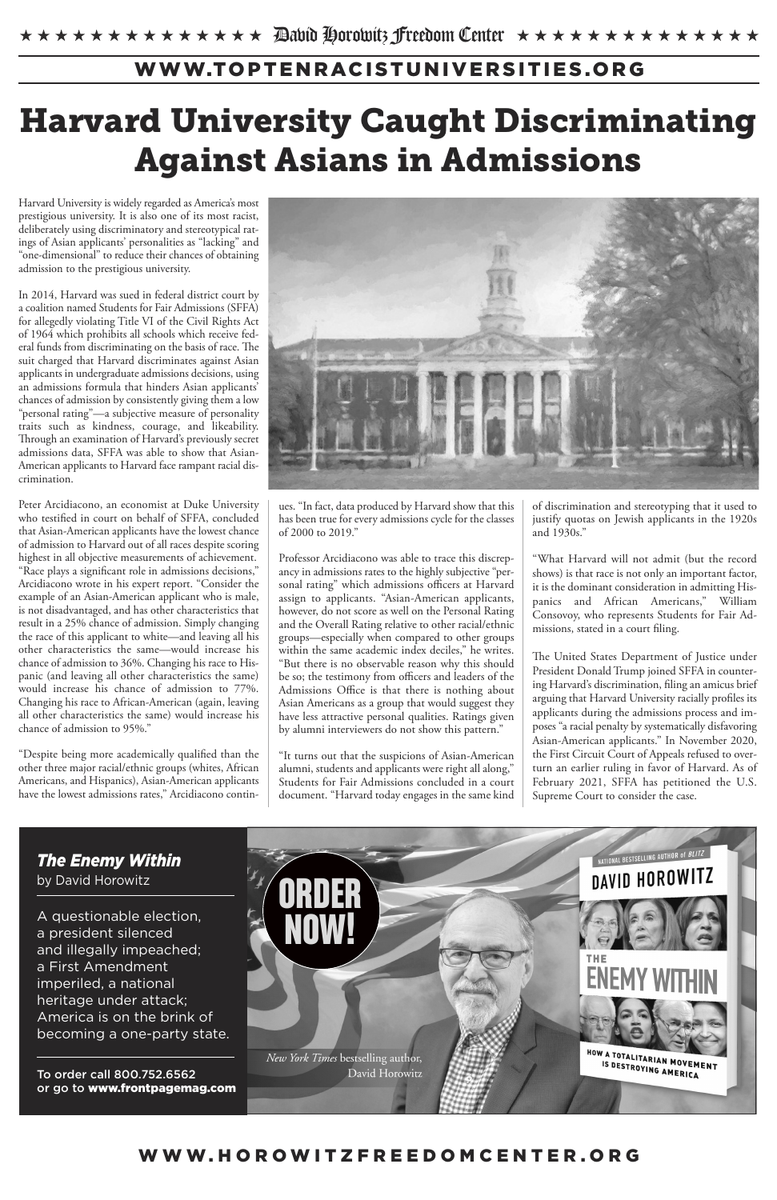★★★★★★★★★★★★★★★ David Horowitz Freedom Center ★★★★★★★★★★★★★★★

**WWW.TOPTENRACISTUNIVERSITIES.ORG**

# Harvard University Caught Discriminating Against Asians in Admissions

Harvard University is widely regarded as America's most prestigious university. It is also one of its most racist, deliberately using discriminatory and stereotypical ratings of Asian applicants' personalities as "lacking" and "one-dimensional" to reduce their chances of obtaining admission to the prestigious university.

In 2014, Harvard was sued in federal district court by a coalition named Students for Fair Admissions (SFFA) for allegedly violating Title VI of the Civil Rights Act of 1964 which prohibits all schools which receive federal funds from discriminating on the basis of race. The suit charged that Harvard discriminates against Asian applicants in undergraduate admissions decisions, using an admissions formula that hinders Asian applicants' chances of admission by consistently giving them a low "personal rating"—a subjective measure of personality traits such as kindness, courage, and likeability. Through an examination of Harvard's previously secret admissions data, SFFA was able to show that Asian-American applicants to Harvard face rampant racial discrimination.

Peter Arcidiacono, an economist at Duke University who testified in court on behalf of SFFA, concluded that Asian-American applicants have the lowest chance of admission to Harvard out of all races despite scoring highest in all objective measurements of achievement. "Race plays a significant role in admissions decisions," Arcidiacono wrote in his expert report. "Consider the example of an Asian-American applicant who is male, is not disadvantaged, and has other characteristics that result in a 25% chance of admission. Simply changing the race of this applicant to white—and leaving all his other characteristics the same—would increase his chance of admission to 36%. Changing his race to Hispanic (and leaving all other characteristics the same) would increase his chance of admission to 77%. Changing his race to African-American (again, leaving all other characteristics the same) would increase his chance of admission to 95%."

"Despite being more academically qualified than the other three major racial/ethnic groups (whites, African Americans, and Hispanics), Asian-American applicants have the lowest admissions rates," Arcidiacono continues. "In fact, data produced by Harvard show that this has been true for every admissions cycle for the classes of 2000 to 2019."

Professor Arcidiacono was able to trace this discrepancy in admissions rates to the highly subjective "personal rating" which admissions officers at Harvard assign to applicants. "Asian-American applicants, however, do not score as well on the Personal Rating and the Overall Rating relative to other racial/ethnic groups—especially when compared to other groups within the same academic index deciles," he writes. "But there is no observable reason why this should be so; the testimony from officers and leaders of the Admissions Office is that there is nothing about Asian Americans as a group that would suggest they have less attractive personal qualities. Ratings given by alumni interviewers do not show this pattern."

"It turns out that the suspicions of Asian-American alumni, students and applicants were right all along," Students for Fair Admissions concluded in a court document. "Harvard today engages in the same kind of discrimination and stereotyping that it used to justify quotas on Jewish applicants in the 1920s and 1930s."

"What Harvard will not admit (but the record shows) is that race is not only an important factor, it is the dominant consideration in admitting Hispanics and African Americans," William Consovoy, who represents Students for Fair Admissions, stated in a court filing.

The United States Department of Justice under President Donald Trump joined SFFA in countering Harvard's discrimination, filing an amicus brief arguing that Harvard University racially profiles its applicants during the admissions process and imposes "a racial penalty by systematically disfavoring Asian-American applicants." In November 2020, the First Circuit Court of Appeals refused to overturn an earlier ruling in favor of Harvard. As of February 2021, SFFA has petitioned the U.S. Supreme Court to consider the case.

***The Enemy Within***
by David Horowitz

A questionable election, a president silenced and illegally impeached; a First Amendment imperiled, a national heritage under attack; America is on the brink of becoming a one-party state.

**To order call 800.752.6562 or go to www.frontpagemag.com**

ORDER NOW!

*New York Times* bestselling author, David Horowitz

NATIONAL BESTSELLING AUTHOR of *BLITZ*
DAVID HOROWITZ
THE ENEMY WITHIN
HOW A TOTALITARIAN MOVEMENT IS DESTROYING AMERICA

**WWW.HOROWITZFREEDOMCENTER.ORG**